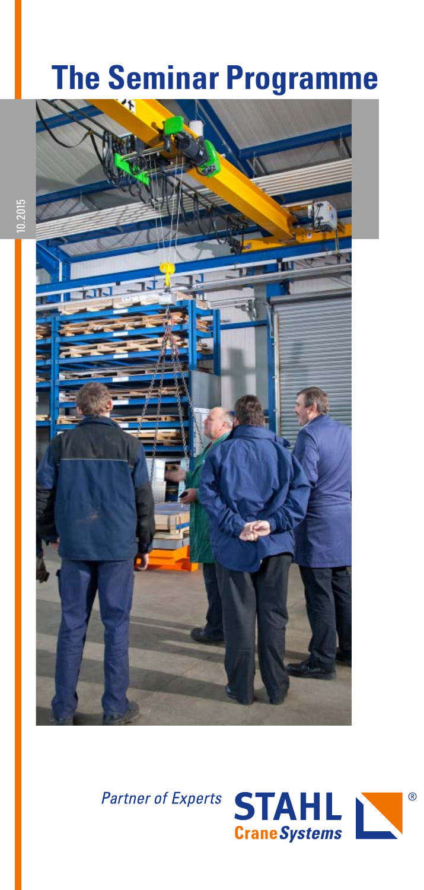# The Seminar Programme

10.2015

*Partner of Experts*

**STAHL CraneSystems**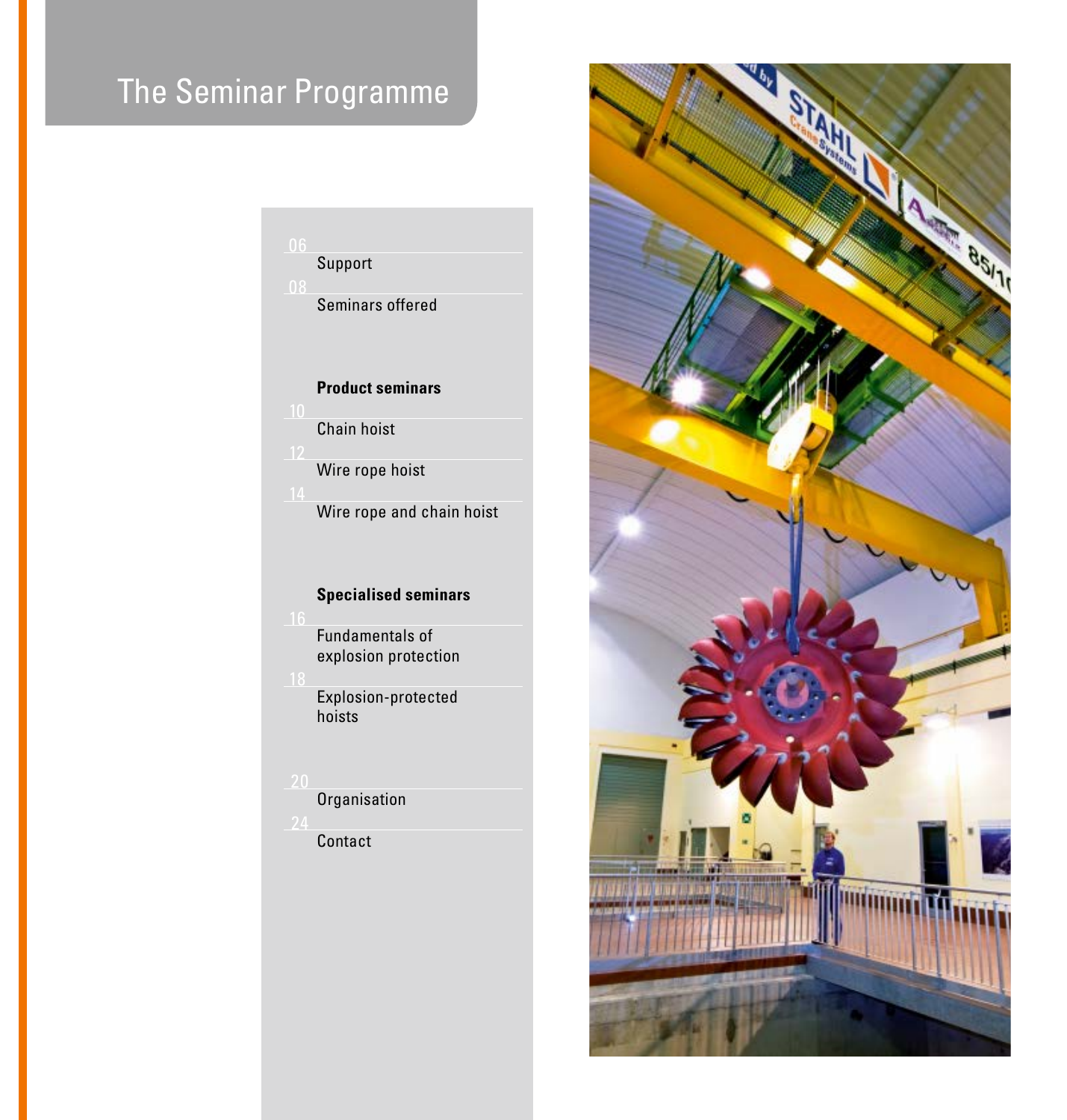# The Seminar Programme

06 Support

08 Seminars offered

**Product seminars**

10 Chain hoist

12 Wire rope hoist

14 Wire rope and chain hoist

**Specialised seminars**

16 Fundamentals of explosion protection

18 Explosion-protected hoists

20 Organisation

24 Contact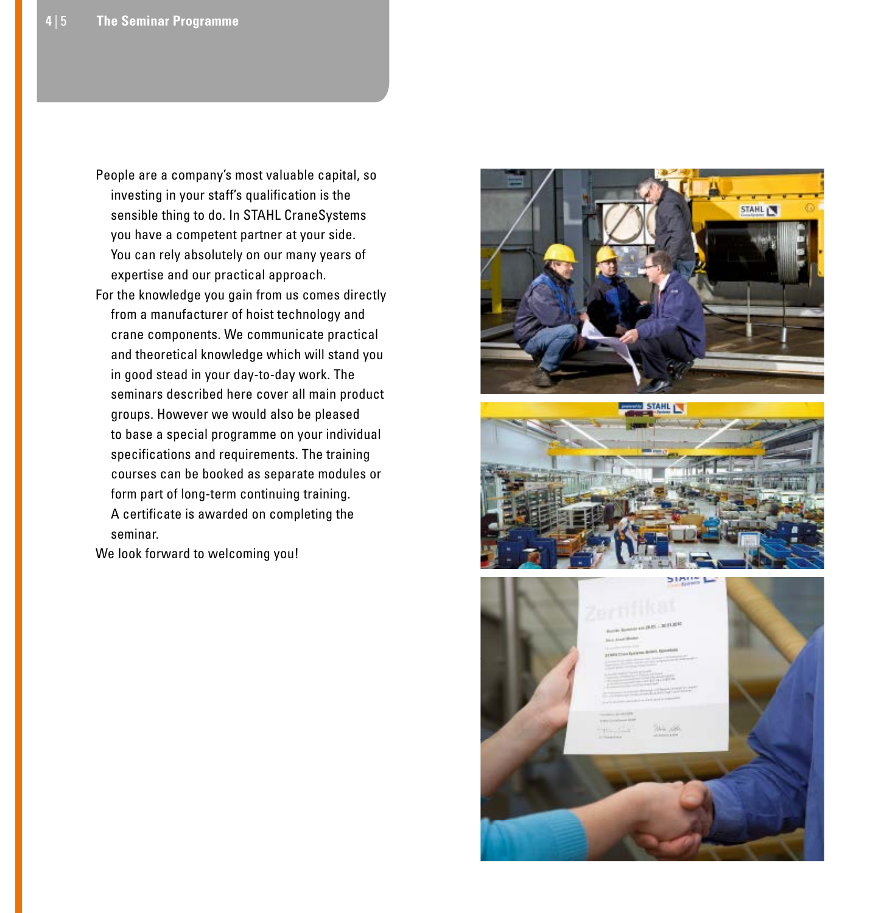People are a company's most valuable capital, so investing in your staff's qualification is the sensible thing to do. In STAHL CraneSystems you have a competent partner at your side. You can rely absolutely on our many years of expertise and our practical approach.

For the knowledge you gain from us comes directly from a manufacturer of hoist technology and crane components. We communicate practical and theoretical knowledge which will stand you in good stead in your day-to-day work. The seminars described here cover all main product groups. However we would also be pleased to base a special programme on your individual specifications and requirements. The training courses can be booked as separate modules or form part of long-term continuing training. A certificate is awarded on completing the seminar.

We look forward to welcoming you!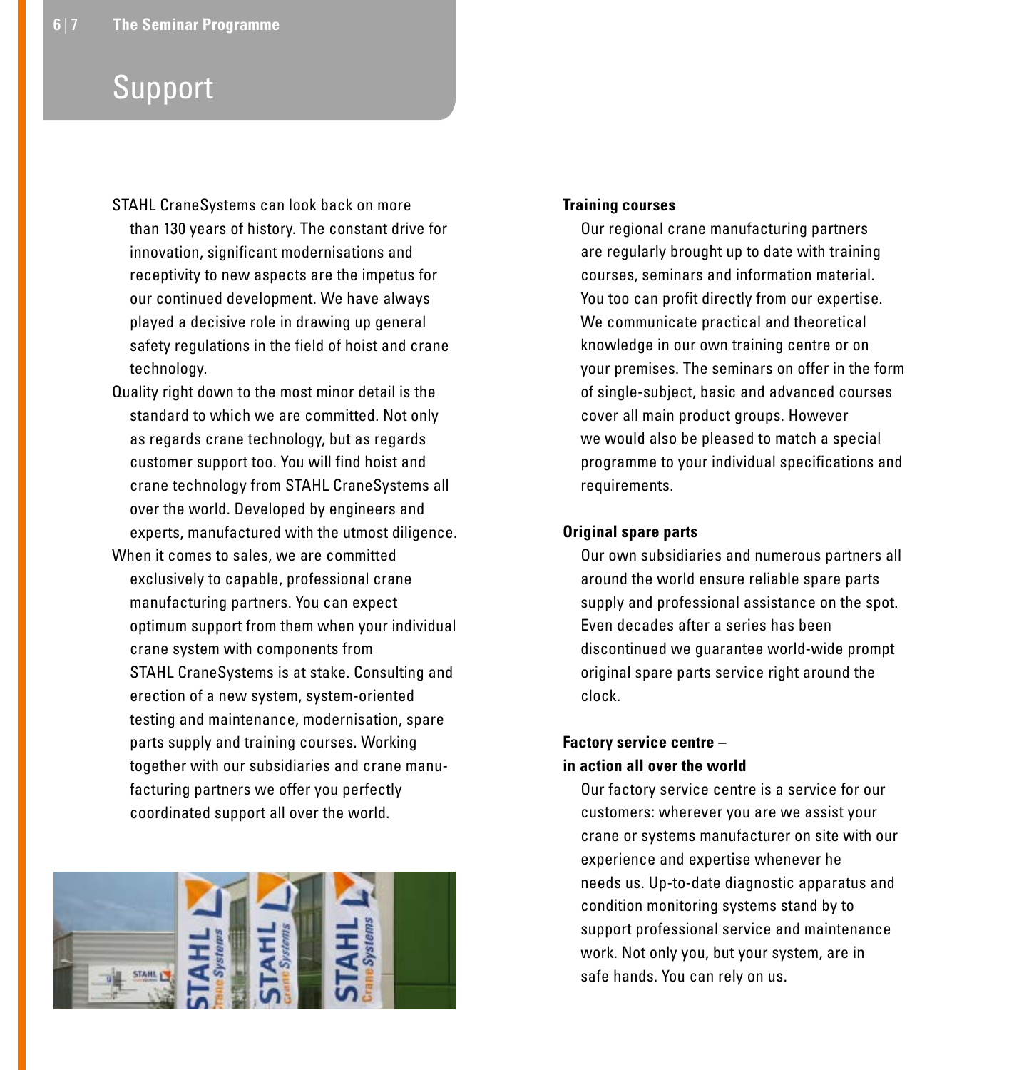# Support

STAHL CraneSystems can look back on more than 130 years of history. The constant drive for innovation, significant modernisations and receptivity to new aspects are the impetus for our continued development. We have always played a decisive role in drawing up general safety regulations in the field of hoist and crane technology.

Quality right down to the most minor detail is the standard to which we are committed. Not only as regards crane technology, but as regards customer support too. You will find hoist and crane technology from STAHL CraneSystems all over the world. Developed by engineers and experts, manufactured with the utmost diligence.

When it comes to sales, we are committed exclusively to capable, professional crane manufacturing partners. You can expect optimum support from them when your individual crane system with components from STAHL CraneSystems is at stake. Consulting and erection of a new system, system-oriented testing and maintenance, modernisation, spare parts supply and training courses. Working together with our subsidiaries and crane manufacturing partners we offer you perfectly coordinated support all over the world.

**Training courses**

Our regional crane manufacturing partners are regularly brought up to date with training courses, seminars and information material. You too can profit directly from our expertise. We communicate practical and theoretical knowledge in our own training centre or on your premises. The seminars on offer in the form of single-subject, basic and advanced courses cover all main product groups. However we would also be pleased to match a special programme to your individual specifications and requirements.

**Original spare parts**

Our own subsidiaries and numerous partners all around the world ensure reliable spare parts supply and professional assistance on the spot. Even decades after a series has been discontinued we guarantee world-wide prompt original spare parts service right around the clock.

**Factory service centre – in action all over the world**

Our factory service centre is a service for our customers: wherever you are we assist your crane or systems manufacturer on site with our experience and expertise whenever he needs us. Up-to-date diagnostic apparatus and condition monitoring systems stand by to support professional service and maintenance work. Not only you, but your system, are in safe hands. You can rely on us.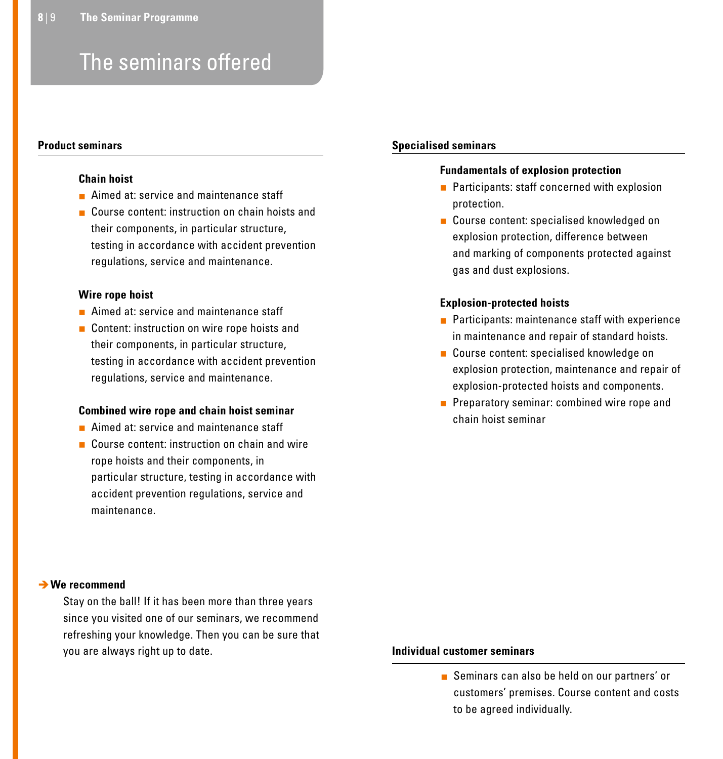# The seminars offered

## Product seminars

### Chain hoist

- Aimed at: service and maintenance staff
- Course content: instruction on chain hoists and their components, in particular structure, testing in accordance with accident prevention regulations, service and maintenance.

### Wire rope hoist

- Aimed at: service and maintenance staff
- Content: instruction on wire rope hoists and their components, in particular structure, testing in accordance with accident prevention regulations, service and maintenance.

### Combined wire rope and chain hoist seminar

- Aimed at: service and maintenance staff
- Course content: instruction on chain and wire rope hoists and their components, in particular structure, testing in accordance with accident prevention regulations, service and maintenance.

**→ We recommend**

Stay on the ball! If it has been more than three years since you visited one of our seminars, we recommend refreshing your knowledge. Then you can be sure that you are always right up to date.

## Specialised seminars

### Fundamentals of explosion protection

- Participants: staff concerned with explosion protection.
- Course content: specialised knowledged on explosion protection, difference between and marking of components protected against gas and dust explosions.

### Explosion-protected hoists

- Participants: maintenance staff with experience in maintenance and repair of standard hoists.
- Course content: specialised knowledge on explosion protection, maintenance and repair of explosion-protected hoists and components.
- Preparatory seminar: combined wire rope and chain hoist seminar

## Individual customer seminars

- Seminars can also be held on our partners' or customers' premises. Course content and costs to be agreed individually.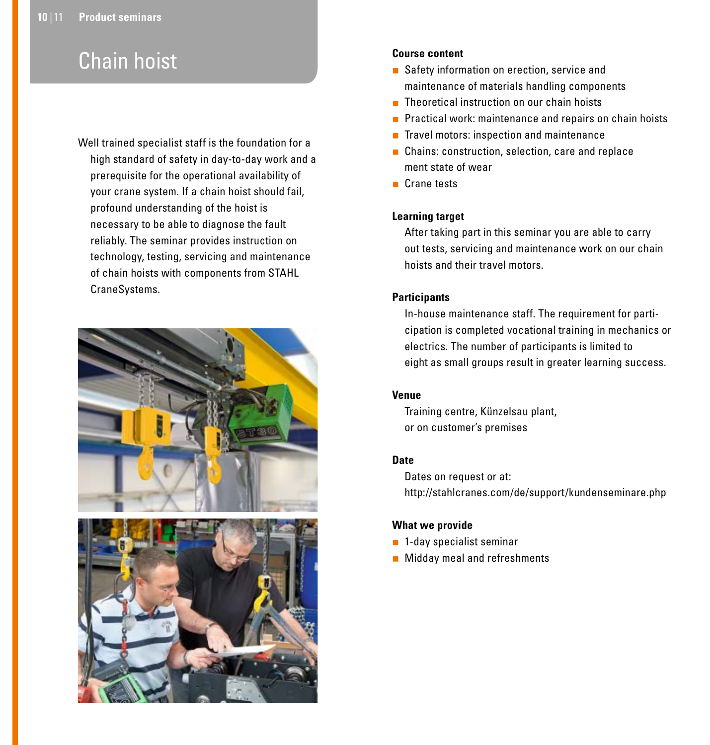# Chain hoist

Well trained specialist staff is the foundation for a high standard of safety in day-to-day work and a prerequisite for the operational availability of your crane system. If a chain hoist should fail, profound understanding of the hoist is necessary to be able to diagnose the fault reliably. The seminar provides instruction on technology, testing, servicing and maintenance of chain hoists with components from STAHL CraneSystems.

**Course content**

- Safety information on erection, service and maintenance of materials handling components
- Theoretical instruction on our chain hoists
- Practical work: maintenance and repairs on chain hoists
- Travel motors: inspection and maintenance
- Chains: construction, selection, care and replace ment state of wear
- Crane tests

**Learning target**

After taking part in this seminar you are able to carry out tests, servicing and maintenance work on our chain hoists and their travel motors.

**Participants**

In-house maintenance staff. The requirement for participation is completed vocational training in mechanics or electrics. The number of participants is limited to eight as small groups result in greater learning success.

**Venue**

Training centre, Künzelsau plant,
or on customer's premises

**Date**

Dates on request or at:
http://stahlcranes.com/de/support/kundenseminare.php

**What we provide**

- 1-day specialist seminar
- Midday meal and refreshments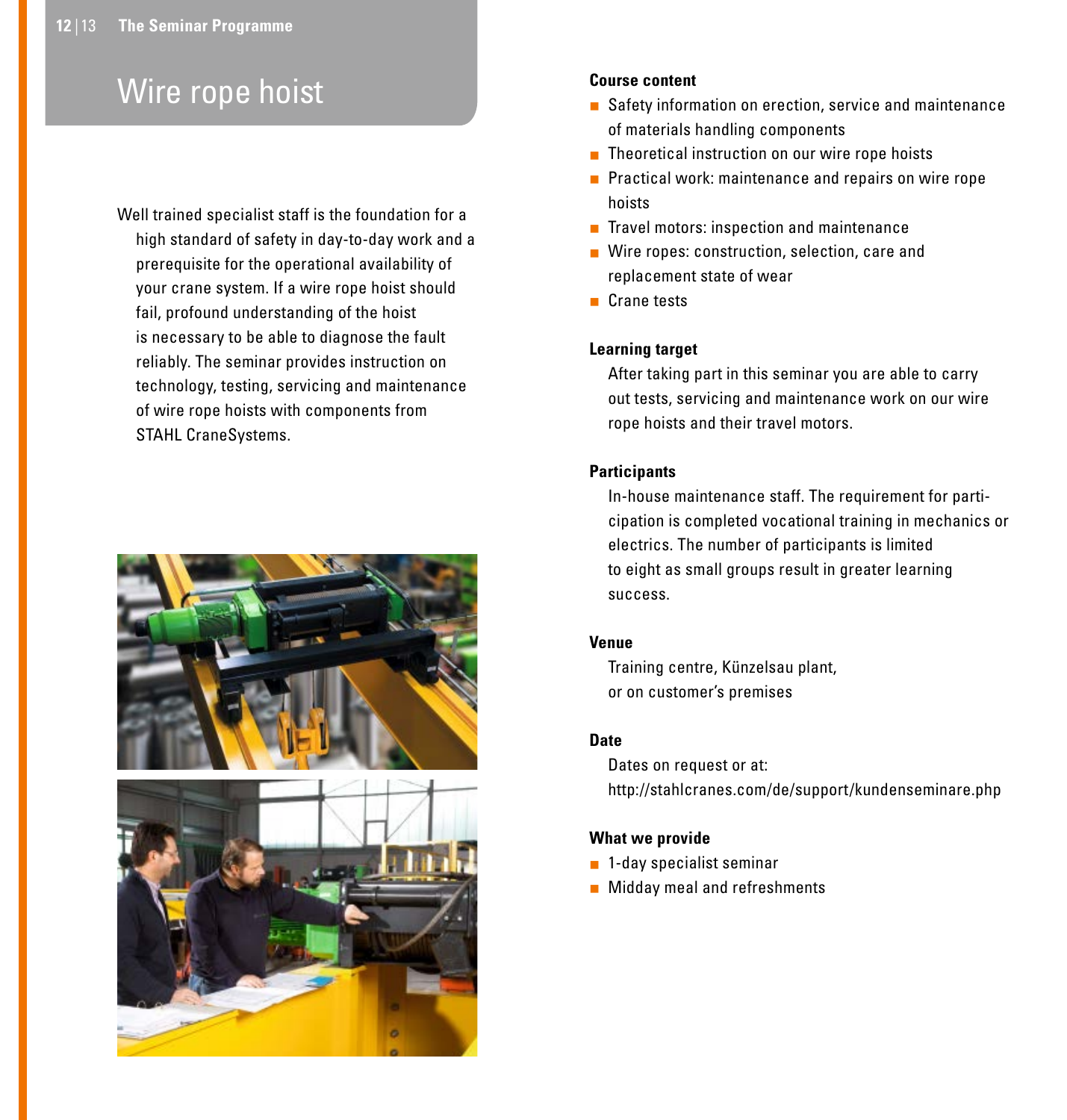# Wire rope hoist

Well trained specialist staff is the foundation for a high standard of safety in day-to-day work and a prerequisite for the operational availability of your crane system. If a wire rope hoist should fail, profound understanding of the hoist is necessary to be able to diagnose the fault reliably. The seminar provides instruction on technology, testing, servicing and maintenance of wire rope hoists with components from STAHL CraneSystems.

### Course content

- Safety information on erection, service and maintenance of materials handling components
- Theoretical instruction on our wire rope hoists
- Practical work: maintenance and repairs on wire rope hoists
- Travel motors: inspection and maintenance
- Wire ropes: construction, selection, care and replacement state of wear
- Crane tests

### Learning target

After taking part in this seminar you are able to carry out tests, servicing and maintenance work on our wire rope hoists and their travel motors.

### Participants

In-house maintenance staff. The requirement for participation is completed vocational training in mechanics or electrics. The number of participants is limited to eight as small groups result in greater learning success.

### Venue

Training centre, Künzelsau plant,
or on customer's premises

### Date

Dates on request or at:
http://stahlcranes.com/de/support/kundenseminare.php

### What we provide

- 1-day specialist seminar
- Midday meal and refreshments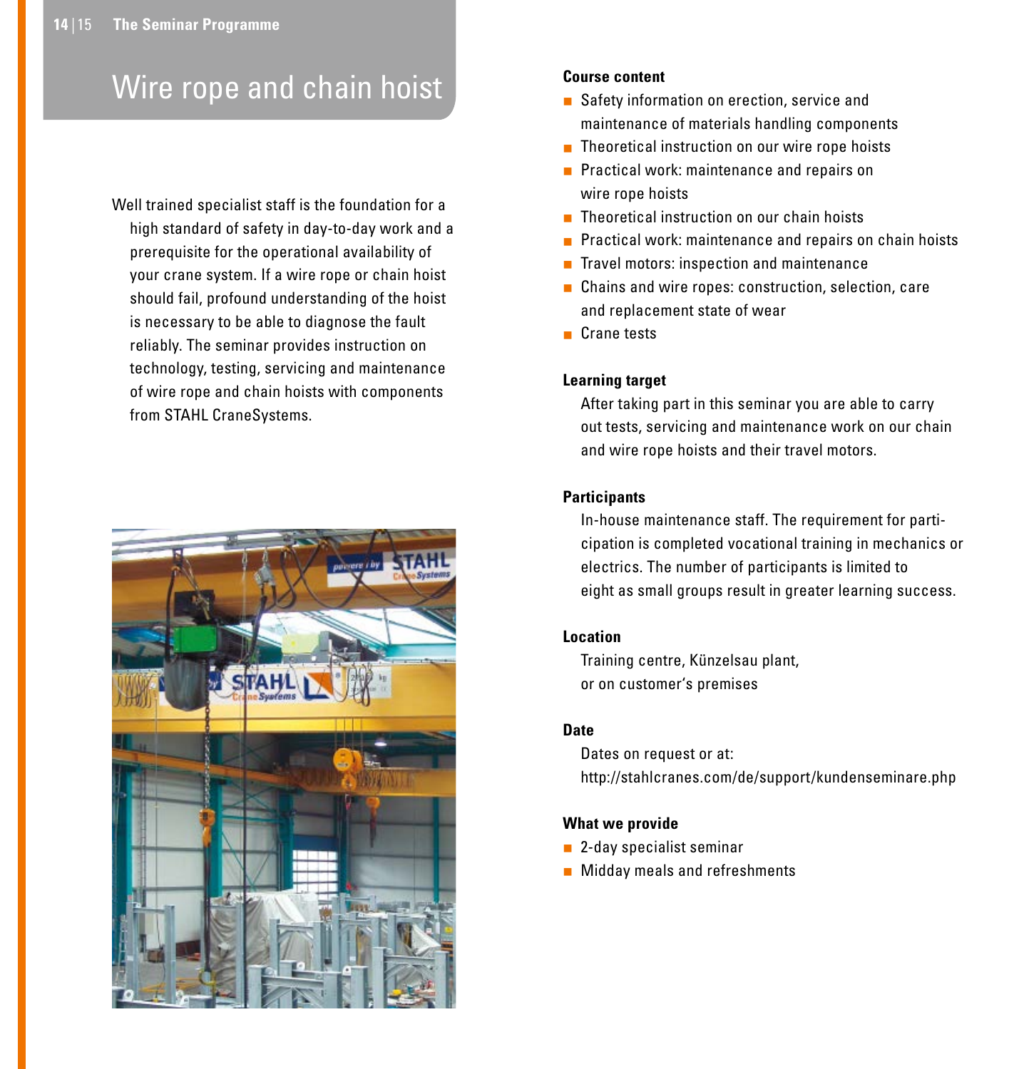# Wire rope and chain hoist

Well trained specialist staff is the foundation for a high standard of safety in day-to-day work and a prerequisite for the operational availability of your crane system. If a wire rope or chain hoist should fail, profound understanding of the hoist is necessary to be able to diagnose the fault reliably. The seminar provides instruction on technology, testing, servicing and maintenance of wire rope and chain hoists with components from STAHL CraneSystems.

### Course content

- Safety information on erection, service and maintenance of materials handling components
- Theoretical instruction on our wire rope hoists
- Practical work: maintenance and repairs on wire rope hoists
- Theoretical instruction on our chain hoists
- Practical work: maintenance and repairs on chain hoists
- Travel motors: inspection and maintenance
- Chains and wire ropes: construction, selection, care and replacement state of wear
- Crane tests

### Learning target

After taking part in this seminar you are able to carry out tests, servicing and maintenance work on our chain and wire rope hoists and their travel motors.

### Participants

In-house maintenance staff. The requirement for participation is completed vocational training in mechanics or electrics. The number of participants is limited to eight as small groups result in greater learning success.

### Location

Training centre, Künzelsau plant,
or on customer's premises

### Date

Dates on request or at:
http://stahlcranes.com/de/support/kundenseminare.php

### What we provide

- 2-day specialist seminar
- Midday meals and refreshments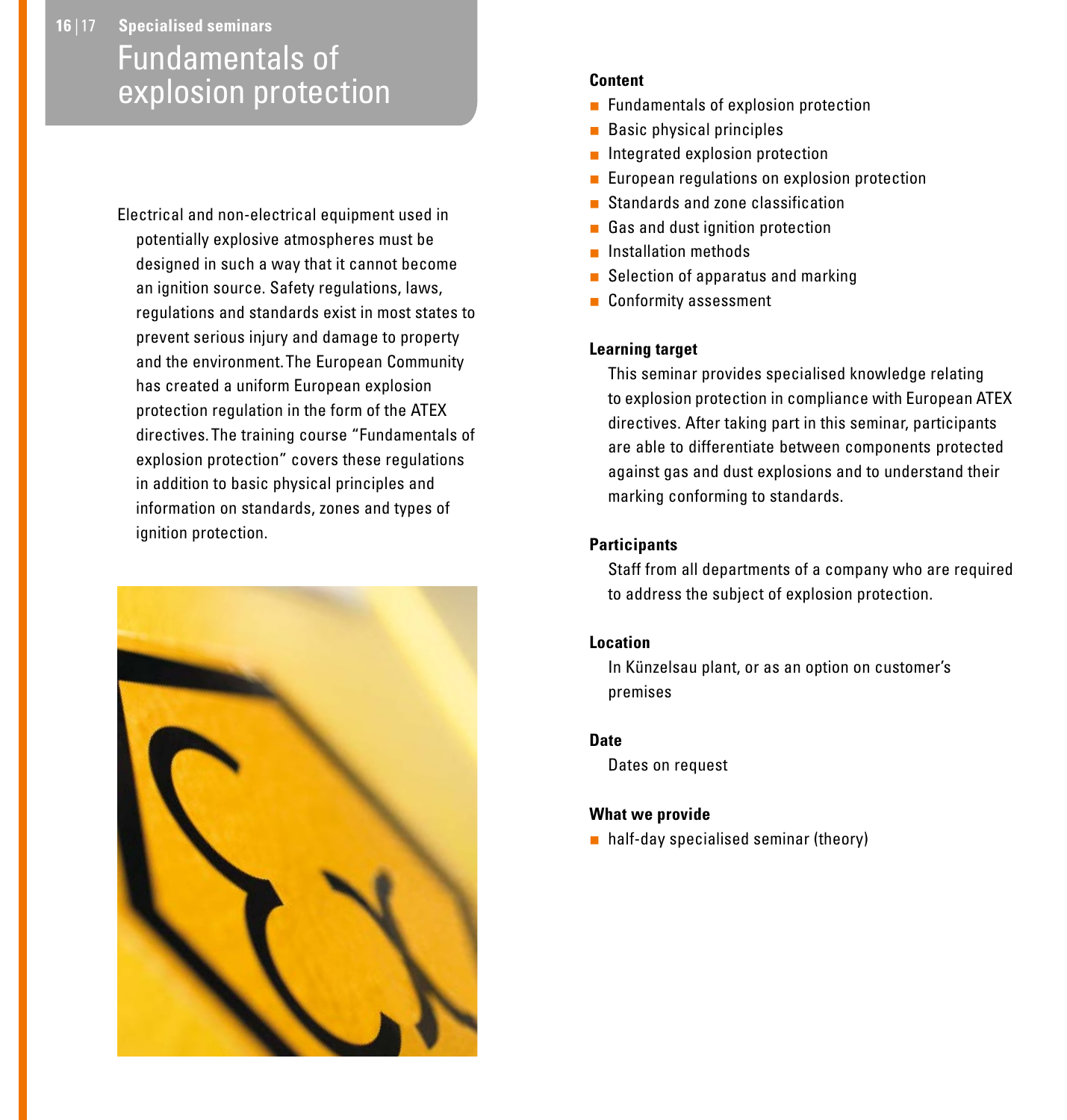## Specialised seminars

# Fundamentals of explosion protection

Electrical and non-electrical equipment used in potentially explosive atmospheres must be designed in such a way that it cannot become an ignition source. Safety regulations, laws, regulations and standards exist in most states to prevent serious injury and damage to property and the environment. The European Community has created a uniform European explosion protection regulation in the form of the ATEX directives. The training course "Fundamentals of explosion protection" covers these regulations in addition to basic physical principles and information on standards, zones and types of ignition protection.

**Content**

- Fundamentals of explosion protection
- Basic physical principles
- Integrated explosion protection
- European regulations on explosion protection
- Standards and zone classification
- Gas and dust ignition protection
- Installation methods
- Selection of apparatus and marking
- Conformity assessment

**Learning target**

This seminar provides specialised knowledge relating to explosion protection in compliance with European ATEX directives. After taking part in this seminar, participants are able to differentiate between components protected against gas and dust explosions and to understand their marking conforming to standards.

**Participants**

Staff from all departments of a company who are required to address the subject of explosion protection.

**Location**

In Künzelsau plant, or as an option on customer's premises

**Date**

Dates on request

**What we provide**

- half-day specialised seminar (theory)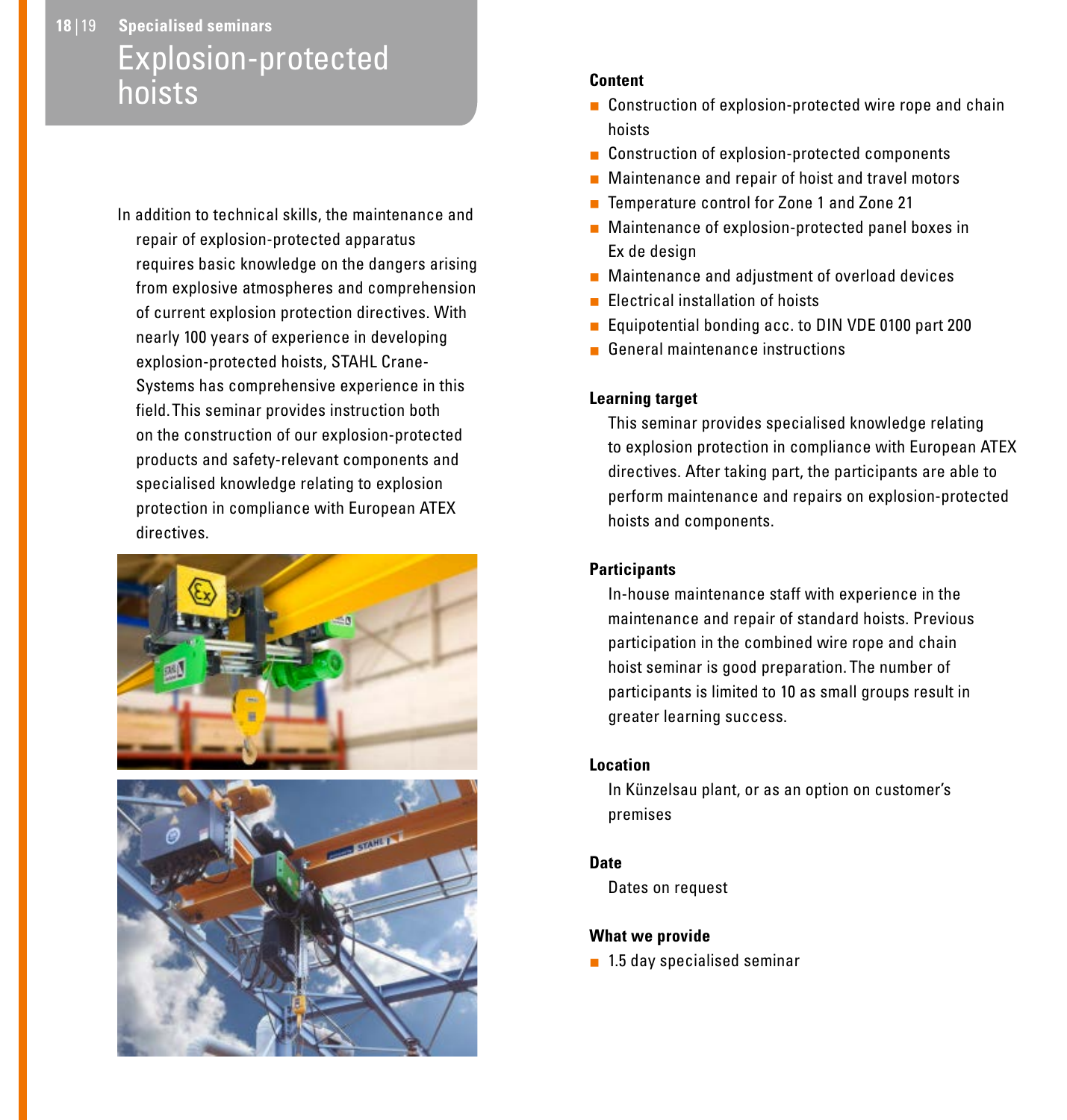## Specialised seminars

# Explosion-protected hoists

In addition to technical skills, the maintenance and repair of explosion-protected apparatus requires basic knowledge on the dangers arising from explosive atmospheres and comprehension of current explosion protection directives. With nearly 100 years of experience in developing explosion-protected hoists, STAHL CraneSystems has comprehensive experience in this field. This seminar provides instruction both on the construction of our explosion-protected products and safety-relevant components and specialised knowledge relating to explosion protection in compliance with European ATEX directives.

### Content

- Construction of explosion-protected wire rope and chain hoists
- Construction of explosion-protected components
- Maintenance and repair of hoist and travel motors
- Temperature control for Zone 1 and Zone 21
- Maintenance of explosion-protected panel boxes in Ex de design
- Maintenance and adjustment of overload devices
- Electrical installation of hoists
- Equipotential bonding acc. to DIN VDE 0100 part 200
- General maintenance instructions

### Learning target

This seminar provides specialised knowledge relating to explosion protection in compliance with European ATEX directives. After taking part, the participants are able to perform maintenance and repairs on explosion-protected hoists and components.

### Participants

In-house maintenance staff with experience in the maintenance and repair of standard hoists. Previous participation in the combined wire rope and chain hoist seminar is good preparation. The number of participants is limited to 10 as small groups result in greater learning success.

### Location

In Künzelsau plant, or as an option on customer's premises

### Date

Dates on request

### What we provide

- 1.5 day specialised seminar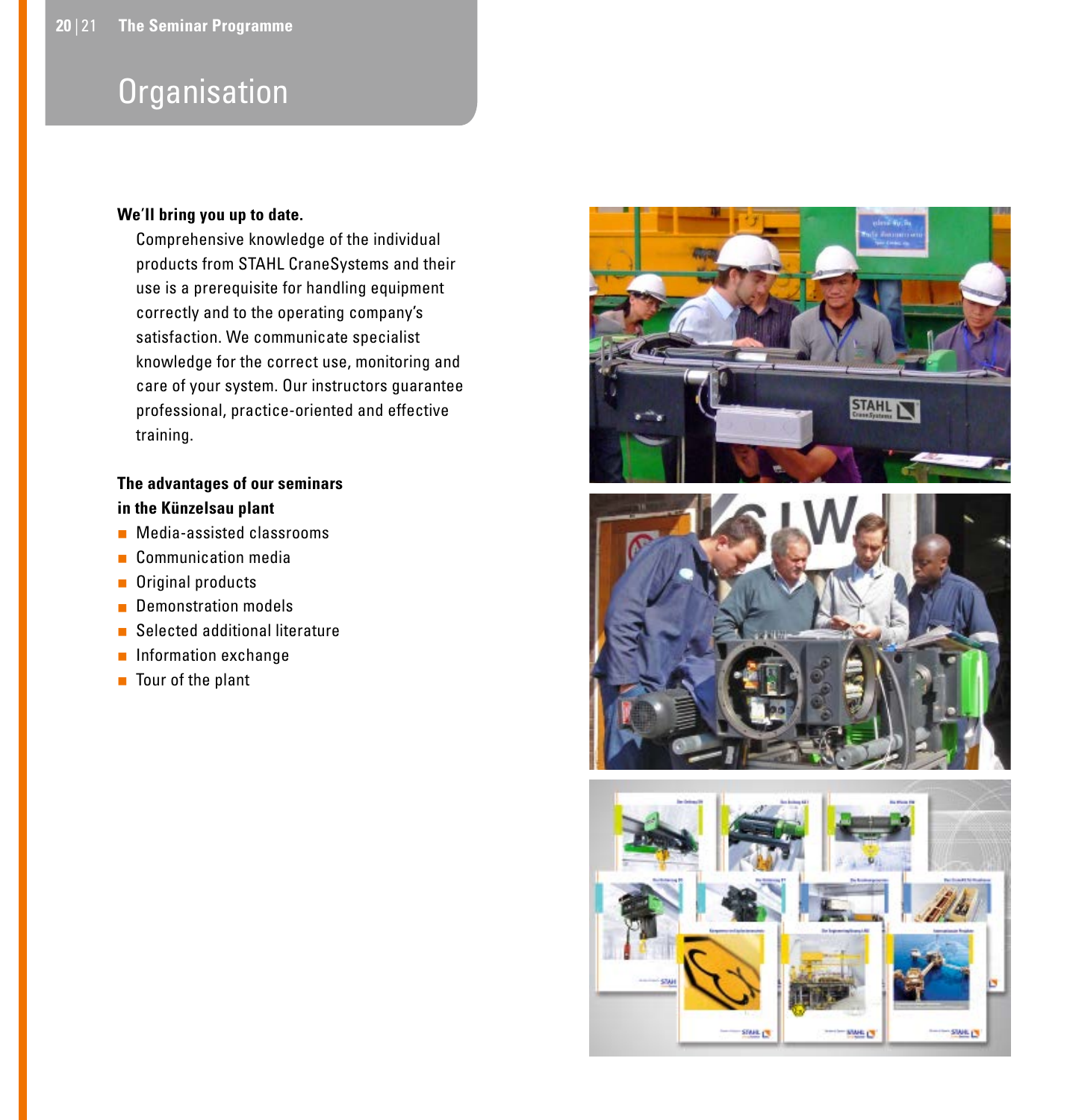# Organisation

**We'll bring you up to date.**

Comprehensive knowledge of the individual products from STAHL CraneSystems and their use is a prerequisite for handling equipment correctly and to the operating company's satisfaction. We communicate specialist knowledge for the correct use, monitoring and care of your system. Our instructors guarantee professional, practice-oriented and effective training.

**The advantages of our seminars in the Künzelsau plant**

- Media-assisted classrooms
- Communication media
- Original products
- Demonstration models
- Selected additional literature
- Information exchange
- Tour of the plant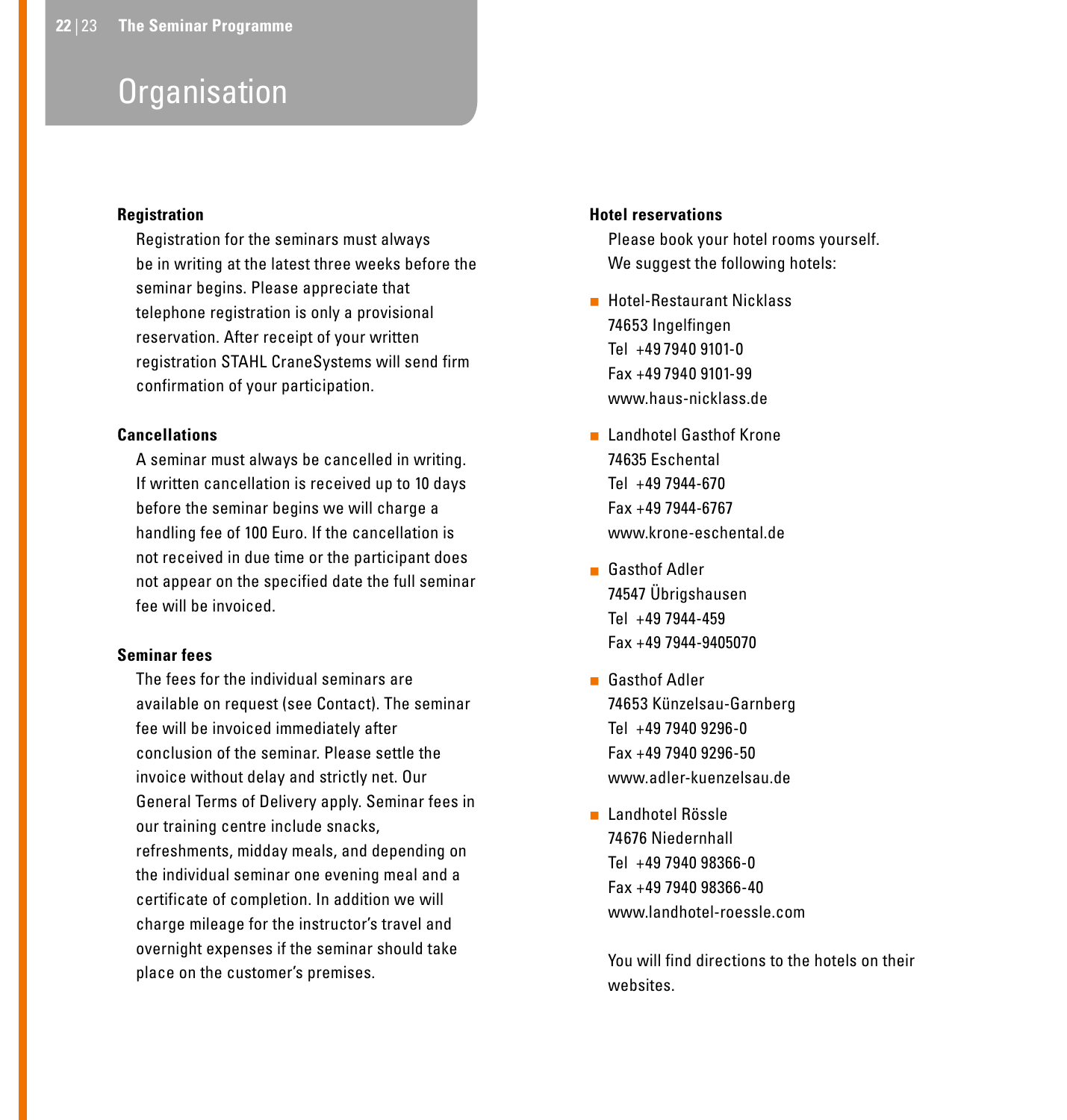# Organisation

### Registration

Registration for the seminars must always be in writing at the latest three weeks before the seminar begins. Please appreciate that telephone registration is only a provisional reservation. After receipt of your written registration STAHL CraneSystems will send firm confirmation of your participation.

### Cancellations

A seminar must always be cancelled in writing. If written cancellation is received up to 10 days before the seminar begins we will charge a handling fee of 100 Euro. If the cancellation is not received in due time or the participant does not appear on the specified date the full seminar fee will be invoiced.

### Seminar fees

The fees for the individual seminars are available on request (see Contact). The seminar fee will be invoiced immediately after conclusion of the seminar. Please settle the invoice without delay and strictly net. Our General Terms of Delivery apply. Seminar fees in our training centre include snacks, refreshments, midday meals, and depending on the individual seminar one evening meal and a certificate of completion. In addition we will charge mileage for the instructor's travel and overnight expenses if the seminar should take place on the customer's premises.

### Hotel reservations

Please book your hotel rooms yourself. We suggest the following hotels:

- Hotel-Restaurant Nicklass
  74653 Ingelfingen
  Tel +49 7940 9101-0
  Fax +49 7940 9101-99
  www.haus-nicklass.de

- Landhotel Gasthof Krone
  74635 Eschental
  Tel +49 7944-670
  Fax +49 7944-6767
  www.krone-eschental.de

- Gasthof Adler
  74547 Übrigshausen
  Tel +49 7944-459
  Fax +49 7944-9405070

- Gasthof Adler
  74653 Künzelsau-Garnberg
  Tel +49 7940 9296-0
  Fax +49 7940 9296-50
  www.adler-kuenzelsau.de

- Landhotel Rössle
  74676 Niedernhall
  Tel +49 7940 98366-0
  Fax +49 7940 98366-40
  www.landhotel-roessle.com

You will find directions to the hotels on their websites.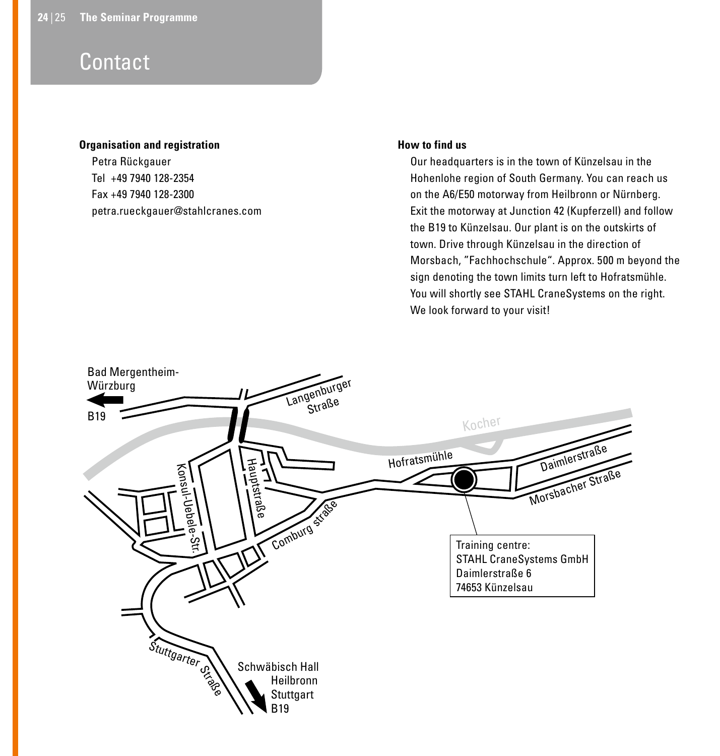# Contact

**Organisation and registration**

Petra Rückgauer
Tel +49 7940 128-2354
Fax +49 7940 128-2300
petra.rueckgauer@stahlcranes.com

**How to find us**

Our headquarters is in the town of Künzelsau in the Hohenlohe region of South Germany. You can reach us on the A6/E50 motorway from Heilbronn or Nürnberg. Exit the motorway at Junction 42 (Kupferzell) and follow the B19 to Künzelsau. Our plant is on the outskirts of town. Drive through Künzelsau in the direction of Morsbach, "Fachhochschule". Approx. 500 m beyond the sign denoting the town limits turn left to Hofratsmühle. You will shortly see STAHL CraneSystems on the right. We look forward to your visit!

Bad Mergentheim-Würzburg
B19

Langenburger Straße

Kocher

Hofratsmühle

Daimlerstraße

Morsbacher Straße

Konsul-Uebele-Str.

Hauptstraße

Comburg straße

Training centre:
STAHL CraneSystems GmbH
Daimlerstraße 6
74653 Künzelsau

Stuttgarter Straße

Schwäbisch Hall
Heilbronn
Stuttgart
B19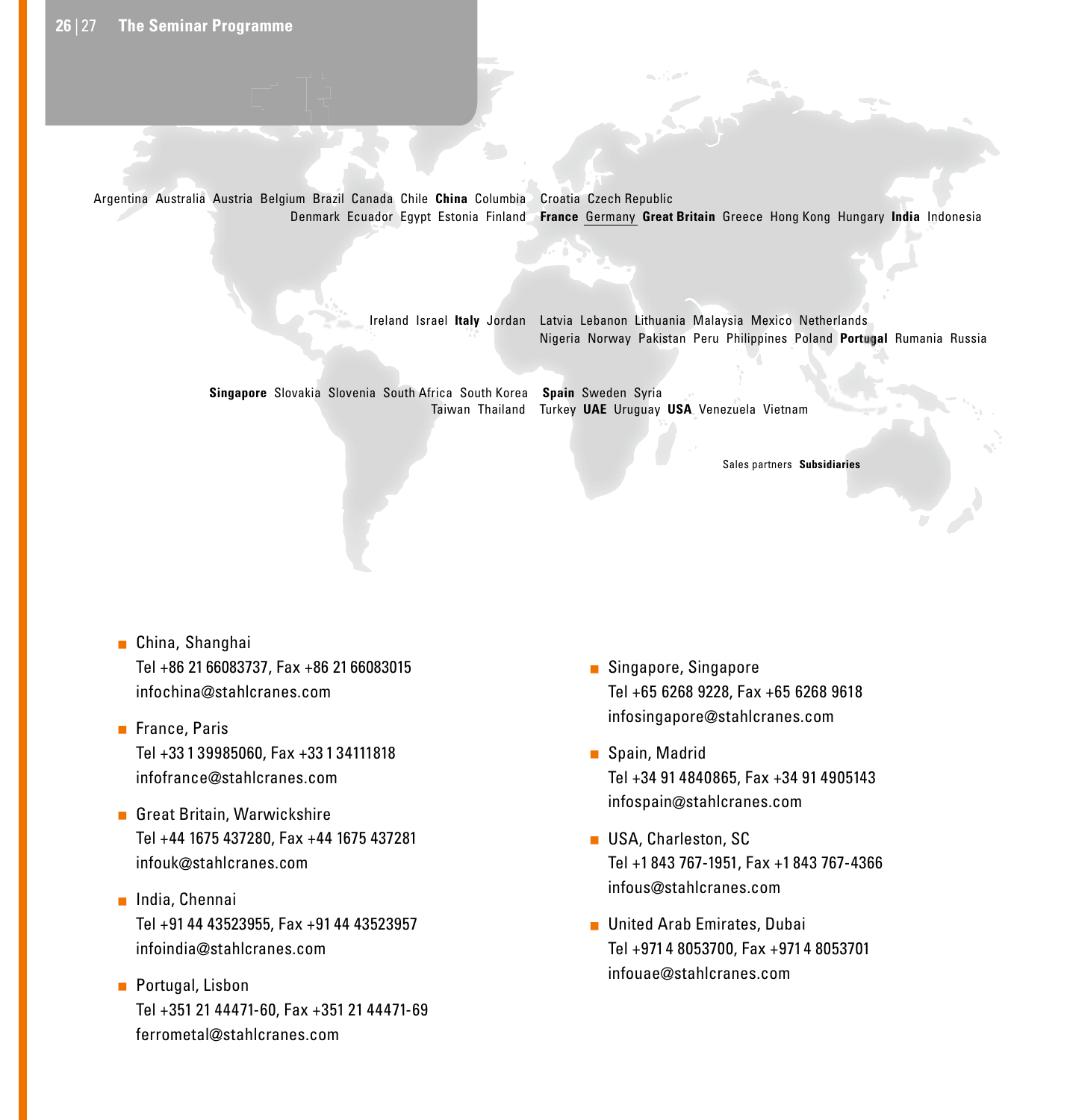Argentina Australia Austria Belgium Brazil Canada Chile **China** Columbia Croatia Czech Republic Denmark Ecuador Egypt Estonia Finland **France** Germany **Great Britain** Greece Hong Kong Hungary **India** Indonesia

Ireland Israel **Italy** Jordan Latvia Lebanon Lithuania Malaysia Mexico Netherlands Nigeria Norway Pakistan Peru Philippines Poland **Portugal** Rumania Russia

**Singapore** Slovakia Slovenia South Africa South Korea **Spain** Sweden Syria Taiwan Thailand Turkey **UAE** Uruguay **USA** Venezuela Vietnam

Sales partners **Subsidiaries**

- China, Shanghai
  Tel +86 21 66083737, Fax +86 21 66083015
  infochina@stahlcranes.com

- France, Paris
  Tel +33 1 39985060, Fax +33 1 34111818
  infofrance@stahlcranes.com

- Great Britain, Warwickshire
  Tel +44 1675 437280, Fax +44 1675 437281
  infouk@stahlcranes.com

- India, Chennai
  Tel +91 44 43523955, Fax +91 44 43523957
  infoindia@stahlcranes.com

- Portugal, Lisbon
  Tel +351 21 44471-60, Fax +351 21 44471-69
  ferrometal@stahlcranes.com

- Singapore, Singapore
  Tel +65 6268 9228, Fax +65 6268 9618
  infosingapore@stahlcranes.com

- Spain, Madrid
  Tel +34 91 4840865, Fax +34 91 4905143
  infospain@stahlcranes.com

- USA, Charleston, SC
  Tel +1 843 767-1951, Fax +1 843 767-4366
  infous@stahlcranes.com

- United Arab Emirates, Dubai
  Tel +971 4 8053700, Fax +971 4 8053701
  infouae@stahlcranes.com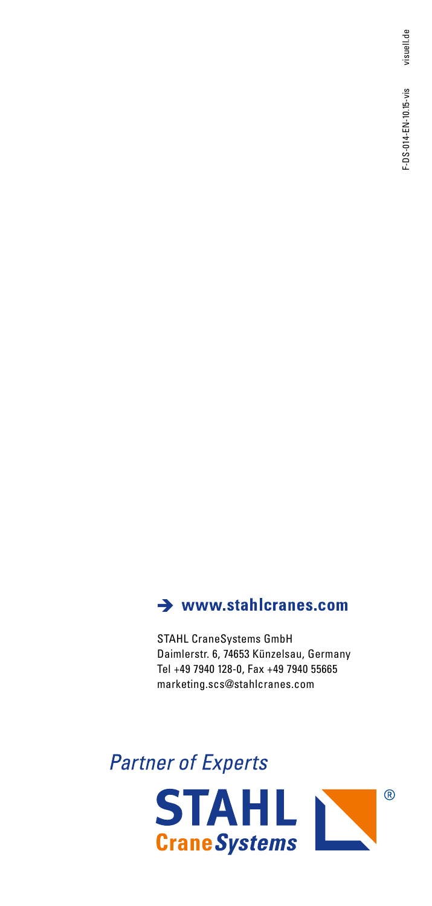F-DS-014-EN-10.15-vis visuell.de

→ **www.stahlcranes.com**

STAHL CraneSystems GmbH
Daimlerstr. 6, 74653 Künzelsau, Germany
Tel +49 7940 128-0, Fax +49 7940 55665
marketing.scs@stahlcranes.com

*Partner of Experts*

**STAHL CraneSystems** ®